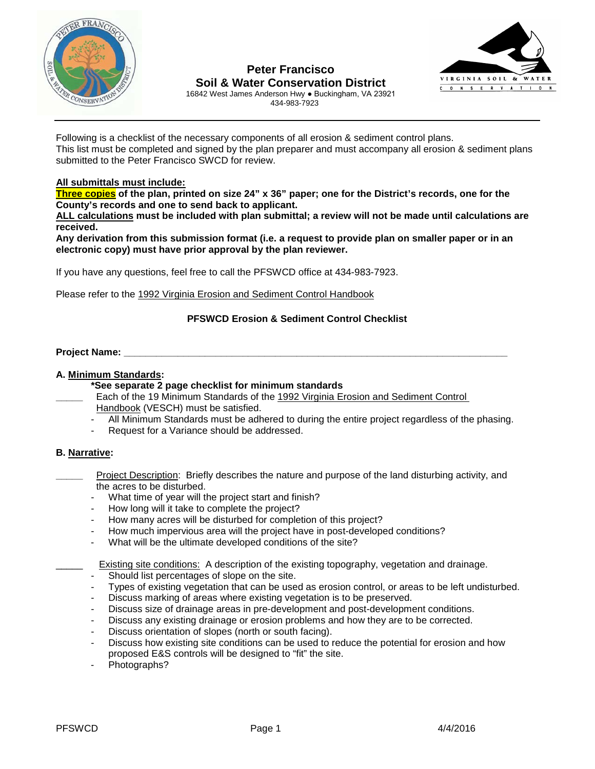# Peter Francisco Soil & Water Conservation District

16842 West James Anderson Hwy ● Buckingham, VA 23921
434-983-7923

---

Following is a checklist of the necessary components of all erosion & sediment control plans.
This list must be completed and signed by the plan preparer and must accompany all erosion & sediment plans submitted to the Peter Francisco SWCD for review.

**All submittals must include:**
**Three copies of the plan, printed on size 24" x 36" paper; one for the District's records, one for the County's records and one to send back to applicant.**
**ALL calculations must be included with plan submittal; a review will not be made until calculations are received.**
**Any derivation from this submission format (i.e. a request to provide plan on smaller paper or in an electronic copy) must have prior approval by the plan reviewer.**

If you have any questions, feel free to call the PFSWCD office at 434-983-7923.

Please refer to the 1992 Virginia Erosion and Sediment Control Handbook

## PFSWCD Erosion & Sediment Control Checklist

**Project Name: ______________________________________________________________**

### A. Minimum Standards:

**\*See separate 2 page checklist for minimum standards**

_____ Each of the 19 Minimum Standards of the 1992 Virginia Erosion and Sediment Control Handbook (VESCH) must be satisfied.

- All Minimum Standards must be adhered to during the entire project regardless of the phasing.
- Request for a Variance should be addressed.

### B. Narrative:

_____ Project Description: Briefly describes the nature and purpose of the land disturbing activity, and the acres to be disturbed.

- What time of year will the project start and finish?
- How long will it take to complete the project?
- How many acres will be disturbed for completion of this project?
- How much impervious area will the project have in post-developed conditions?
- What will be the ultimate developed conditions of the site?

_____ Existing site conditions: A description of the existing topography, vegetation and drainage.

- Should list percentages of slope on the site.
- Types of existing vegetation that can be used as erosion control, or areas to be left undisturbed.
- Discuss marking of areas where existing vegetation is to be preserved.
- Discuss size of drainage areas in pre-development and post-development conditions.
- Discuss any existing drainage or erosion problems and how they are to be corrected.
- Discuss orientation of slopes (north or south facing).
- Discuss how existing site conditions can be used to reduce the potential for erosion and how proposed E&S controls will be designed to "fit" the site.
- Photographs?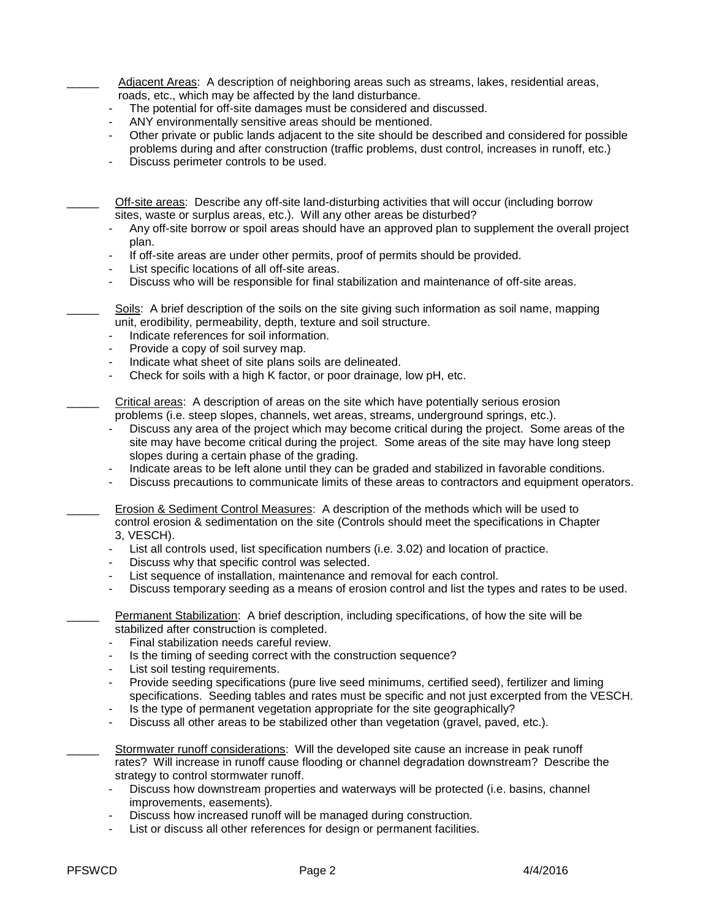_____ <u>Adjacent Areas</u>: A description of neighboring areas such as streams, lakes, residential areas, roads, etc., which may be affected by the land disturbance.

- The potential for off-site damages must be considered and discussed.
- ANY environmentally sensitive areas should be mentioned.
- Other private or public lands adjacent to the site should be described and considered for possible problems during and after construction (traffic problems, dust control, increases in runoff, etc.)
- Discuss perimeter controls to be used.

_____ <u>Off-site areas</u>: Describe any off-site land-disturbing activities that will occur (including borrow sites, waste or surplus areas, etc.). Will any other areas be disturbed?

- Any off-site borrow or spoil areas should have an approved plan to supplement the overall project plan.
- If off-site areas are under other permits, proof of permits should be provided.
- List specific locations of all off-site areas.
- Discuss who will be responsible for final stabilization and maintenance of off-site areas.

_____ <u>Soils</u>: A brief description of the soils on the site giving such information as soil name, mapping unit, erodibility, permeability, depth, texture and soil structure.

- Indicate references for soil information.
- Provide a copy of soil survey map.
- Indicate what sheet of site plans soils are delineated.
- Check for soils with a high K factor, or poor drainage, low pH, etc.

_____ <u>Critical areas</u>: A description of areas on the site which have potentially serious erosion problems (i.e. steep slopes, channels, wet areas, streams, underground springs, etc.).

- Discuss any area of the project which may become critical during the project. Some areas of the site may have become critical during the project. Some areas of the site may have long steep slopes during a certain phase of the grading.
- Indicate areas to be left alone until they can be graded and stabilized in favorable conditions.
- Discuss precautions to communicate limits of these areas to contractors and equipment operators.

_____ <u>Erosion & Sediment Control Measures</u>: A description of the methods which will be used to control erosion & sedimentation on the site (Controls should meet the specifications in Chapter 3, VESCH).

- List all controls used, list specification numbers (i.e. 3.02) and location of practice.
- Discuss why that specific control was selected.
- List sequence of installation, maintenance and removal for each control.
- Discuss temporary seeding as a means of erosion control and list the types and rates to be used.

_____ <u>Permanent Stabilization</u>: A brief description, including specifications, of how the site will be stabilized after construction is completed.

- Final stabilization needs careful review.
- Is the timing of seeding correct with the construction sequence?
- List soil testing requirements.
- Provide seeding specifications (pure live seed minimums, certified seed), fertilizer and liming specifications. Seeding tables and rates must be specific and not just excerpted from the VESCH.
- Is the type of permanent vegetation appropriate for the site geographically?
- Discuss all other areas to be stabilized other than vegetation (gravel, paved, etc.).

_____ <u>Stormwater runoff considerations</u>: Will the developed site cause an increase in peak runoff rates? Will increase in runoff cause flooding or channel degradation downstream? Describe the strategy to control stormwater runoff.

- Discuss how downstream properties and waterways will be protected (i.e. basins, channel improvements, easements).
- Discuss how increased runoff will be managed during construction.
- List or discuss all other references for design or permanent facilities.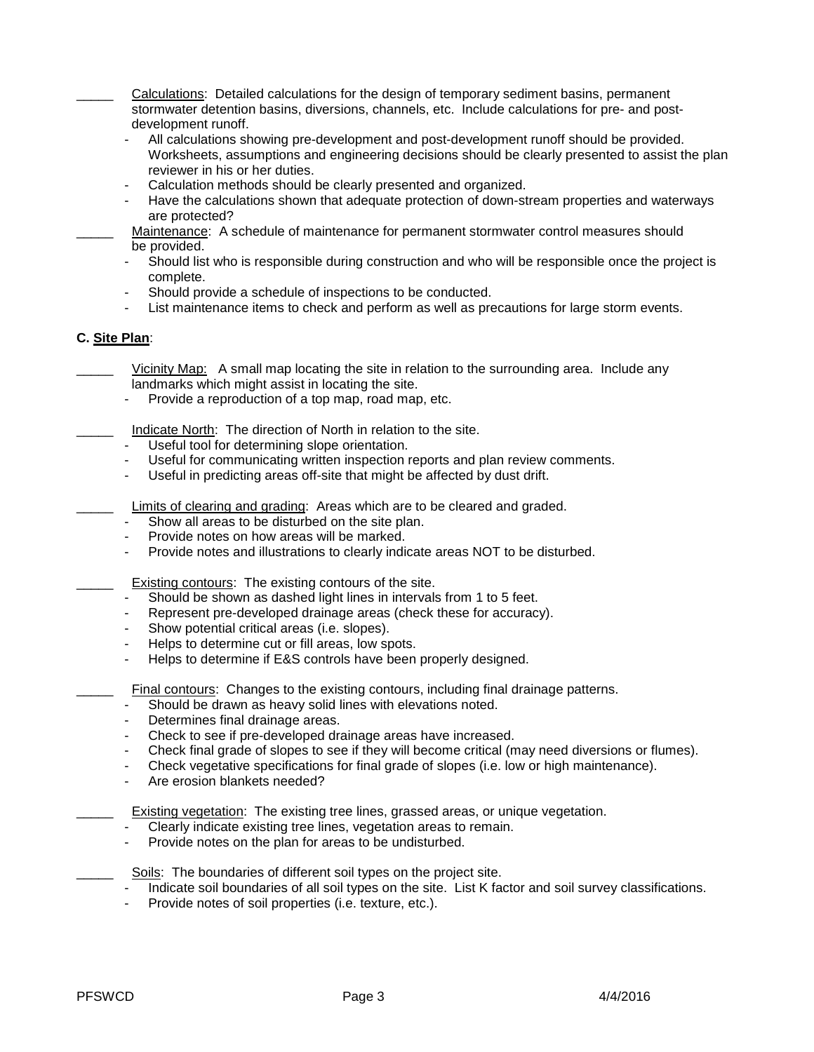_____ Calculations: Detailed calculations for the design of temporary sediment basins, permanent stormwater detention basins, diversions, channels, etc. Include calculations for pre- and post-development runoff.

- All calculations showing pre-development and post-development runoff should be provided. Worksheets, assumptions and engineering decisions should be clearly presented to assist the plan reviewer in his or her duties.
- Calculation methods should be clearly presented and organized.
- Have the calculations shown that adequate protection of down-stream properties and waterways are protected?

_____ Maintenance: A schedule of maintenance for permanent stormwater control measures should be provided.

- Should list who is responsible during construction and who will be responsible once the project is complete.
- Should provide a schedule of inspections to be conducted.
- List maintenance items to check and perform as well as precautions for large storm events.

**C. Site Plan**:

_____ Vicinity Map: A small map locating the site in relation to the surrounding area. Include any landmarks which might assist in locating the site.

- Provide a reproduction of a top map, road map, etc.

_____ Indicate North: The direction of North in relation to the site.

- Useful tool for determining slope orientation.
- Useful for communicating written inspection reports and plan review comments.
- Useful in predicting areas off-site that might be affected by dust drift.

_____ Limits of clearing and grading: Areas which are to be cleared and graded.

- Show all areas to be disturbed on the site plan.
- Provide notes on how areas will be marked.
- Provide notes and illustrations to clearly indicate areas NOT to be disturbed.

_____ Existing contours: The existing contours of the site.

- Should be shown as dashed light lines in intervals from 1 to 5 feet.
- Represent pre-developed drainage areas (check these for accuracy).
- Show potential critical areas (i.e. slopes).
- Helps to determine cut or fill areas, low spots.
- Helps to determine if E&S controls have been properly designed.

_____ Final contours: Changes to the existing contours, including final drainage patterns.

- Should be drawn as heavy solid lines with elevations noted.
- Determines final drainage areas.
- Check to see if pre-developed drainage areas have increased.
- Check final grade of slopes to see if they will become critical (may need diversions or flumes).
- Check vegetative specifications for final grade of slopes (i.e. low or high maintenance).
- Are erosion blankets needed?

_____ Existing vegetation: The existing tree lines, grassed areas, or unique vegetation.

- Clearly indicate existing tree lines, vegetation areas to remain.
- Provide notes on the plan for areas to be undisturbed.

_____ Soils: The boundaries of different soil types on the project site.

- Indicate soil boundaries of all soil types on the site. List K factor and soil survey classifications.
- Provide notes of soil properties (i.e. texture, etc.).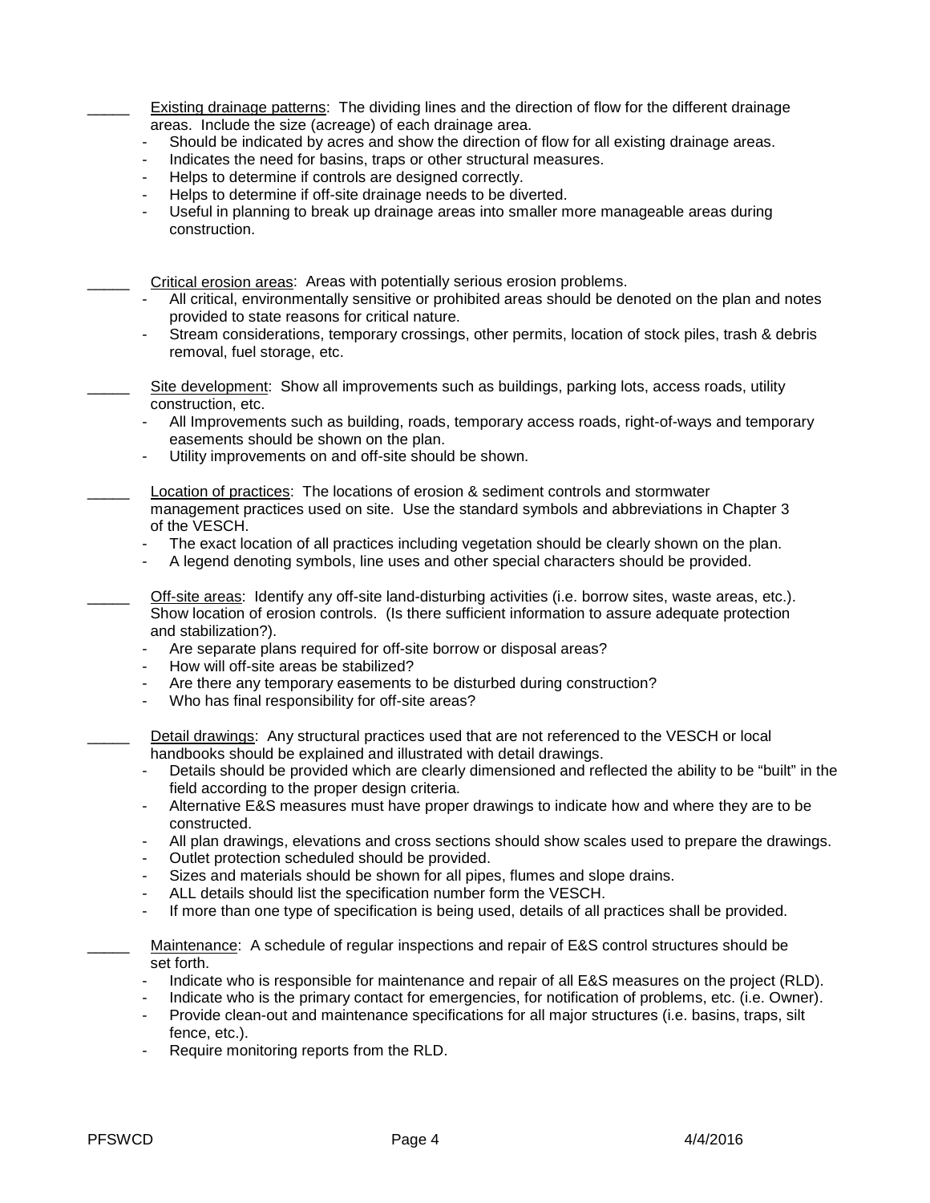_____ Existing drainage patterns: The dividing lines and the direction of flow for the different drainage areas. Include the size (acreage) of each drainage area.

- Should be indicated by acres and show the direction of flow for all existing drainage areas.
- Indicates the need for basins, traps or other structural measures.
- Helps to determine if controls are designed correctly.
- Helps to determine if off-site drainage needs to be diverted.
- Useful in planning to break up drainage areas into smaller more manageable areas during construction.

_____ Critical erosion areas: Areas with potentially serious erosion problems.

- All critical, environmentally sensitive or prohibited areas should be denoted on the plan and notes provided to state reasons for critical nature.
- Stream considerations, temporary crossings, other permits, location of stock piles, trash & debris removal, fuel storage, etc.

_____ Site development: Show all improvements such as buildings, parking lots, access roads, utility construction, etc.

- All Improvements such as building, roads, temporary access roads, right-of-ways and temporary easements should be shown on the plan.
- Utility improvements on and off-site should be shown.

_____ Location of practices: The locations of erosion & sediment controls and stormwater management practices used on site. Use the standard symbols and abbreviations in Chapter 3 of the VESCH.

- The exact location of all practices including vegetation should be clearly shown on the plan.
- A legend denoting symbols, line uses and other special characters should be provided.

_____ Off-site areas: Identify any off-site land-disturbing activities (i.e. borrow sites, waste areas, etc.). Show location of erosion controls. (Is there sufficient information to assure adequate protection and stabilization?).

- Are separate plans required for off-site borrow or disposal areas?
- How will off-site areas be stabilized?
- Are there any temporary easements to be disturbed during construction?
- Who has final responsibility for off-site areas?

_____ Detail drawings: Any structural practices used that are not referenced to the VESCH or local handbooks should be explained and illustrated with detail drawings.

- Details should be provided which are clearly dimensioned and reflected the ability to be "built" in the field according to the proper design criteria.
- Alternative E&S measures must have proper drawings to indicate how and where they are to be constructed.
- All plan drawings, elevations and cross sections should show scales used to prepare the drawings.
- Outlet protection scheduled should be provided.
- Sizes and materials should be shown for all pipes, flumes and slope drains.
- ALL details should list the specification number form the VESCH.
- If more than one type of specification is being used, details of all practices shall be provided.

_____ Maintenance: A schedule of regular inspections and repair of E&S control structures should be set forth.

- Indicate who is responsible for maintenance and repair of all E&S measures on the project (RLD).
- Indicate who is the primary contact for emergencies, for notification of problems, etc. (i.e. Owner).
- Provide clean-out and maintenance specifications for all major structures (i.e. basins, traps, silt fence, etc.).
- Require monitoring reports from the RLD.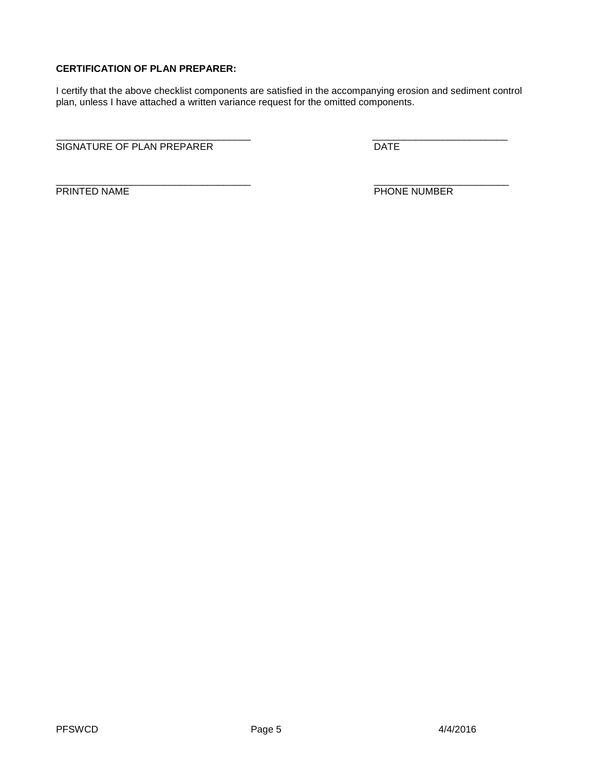**CERTIFICATION OF PLAN PREPARER:**

I certify that the above checklist components are satisfied in the accompanying erosion and sediment control plan, unless I have attached a written variance request for the omitted components.

| | |
|---|---|
| ____________________________________ | _________________________ |
| SIGNATURE OF PLAN PREPARER | DATE |
| ____________________________________ | _________________________ |
| PRINTED NAME | PHONE NUMBER |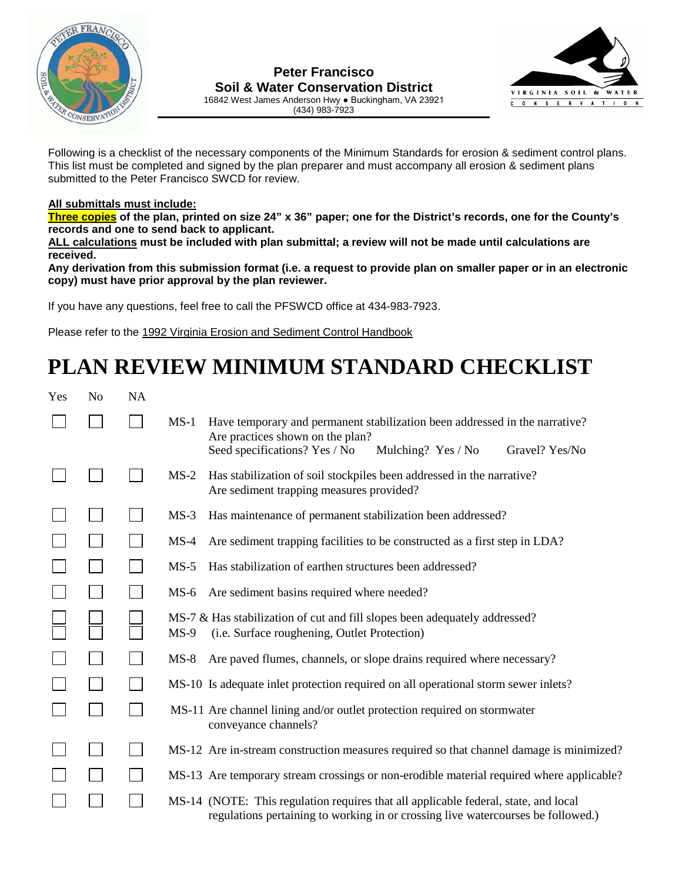**Peter Francisco**
**Soil & Water Conservation District**
16842 West James Anderson Hwy ● Buckingham, VA 23921
(434) 983-7923

Following is a checklist of the necessary components of the Minimum Standards for erosion & sediment control plans. This list must be completed and signed by the plan preparer and must accompany all erosion & sediment plans submitted to the Peter Francisco SWCD for review.

**All submittals must include:**

**Three copies of the plan, printed on size 24" x 36" paper; one for the District's records, one for the County's records and one to send back to applicant.**

**ALL calculations must be included with plan submittal; a review will not be made until calculations are received.**

**Any derivation from this submission format (i.e. a request to provide plan on smaller paper or in an electronic copy) must have prior approval by the plan reviewer.**

If you have any questions, feel free to call the PFSWCD office at 434-983-7923.

Please refer to the 1992 Virginia Erosion and Sediment Control Handbook

# PLAN REVIEW MINIMUM STANDARD CHECKLIST

| Yes | No | NA | | |
|---|---|---|---|---|
| ☐ | ☐ | ☐ | MS-1 | Have temporary and permanent stabilization been addressed in the narrative? Are practices shown on the plan? Seed specifications? Yes / No Mulching? Yes / No Gravel? Yes/No |
| ☐ | ☐ | ☐ | MS-2 | Has stabilization of soil stockpiles been addressed in the narrative? Are sediment trapping measures provided? |
| ☐ | ☐ | ☐ | MS-3 | Has maintenance of permanent stabilization been addressed? |
| ☐ | ☐ | ☐ | MS-4 | Are sediment trapping facilities to be constructed as a first step in LDA? |
| ☐ | ☐ | ☐ | MS-5 | Has stabilization of earthen structures been addressed? |
| ☐ | ☐ | ☐ | MS-6 | Are sediment basins required where needed? |
| ☐ ☐ | ☐ ☐ | ☐ ☐ | MS-7 & MS-9 | Has stabilization of cut and fill slopes been adequately addressed? (i.e. Surface roughening, Outlet Protection) |
| ☐ | ☐ | ☐ | MS-8 | Are paved flumes, channels, or slope drains required where necessary? |
| ☐ | ☐ | ☐ | MS-10 | Is adequate inlet protection required on all operational storm sewer inlets? |
| ☐ | ☐ | ☐ | MS-11 | Are channel lining and/or outlet protection required on stormwater conveyance channels? |
| ☐ | ☐ | ☐ | MS-12 | Are in-stream construction measures required so that channel damage is minimized? |
| ☐ | ☐ | ☐ | MS-13 | Are temporary stream crossings or non-erodible material required where applicable? |
| ☐ | ☐ | ☐ | MS-14 | (NOTE: This regulation requires that all applicable federal, state, and local regulations pertaining to working in or crossing live watercourses be followed.) |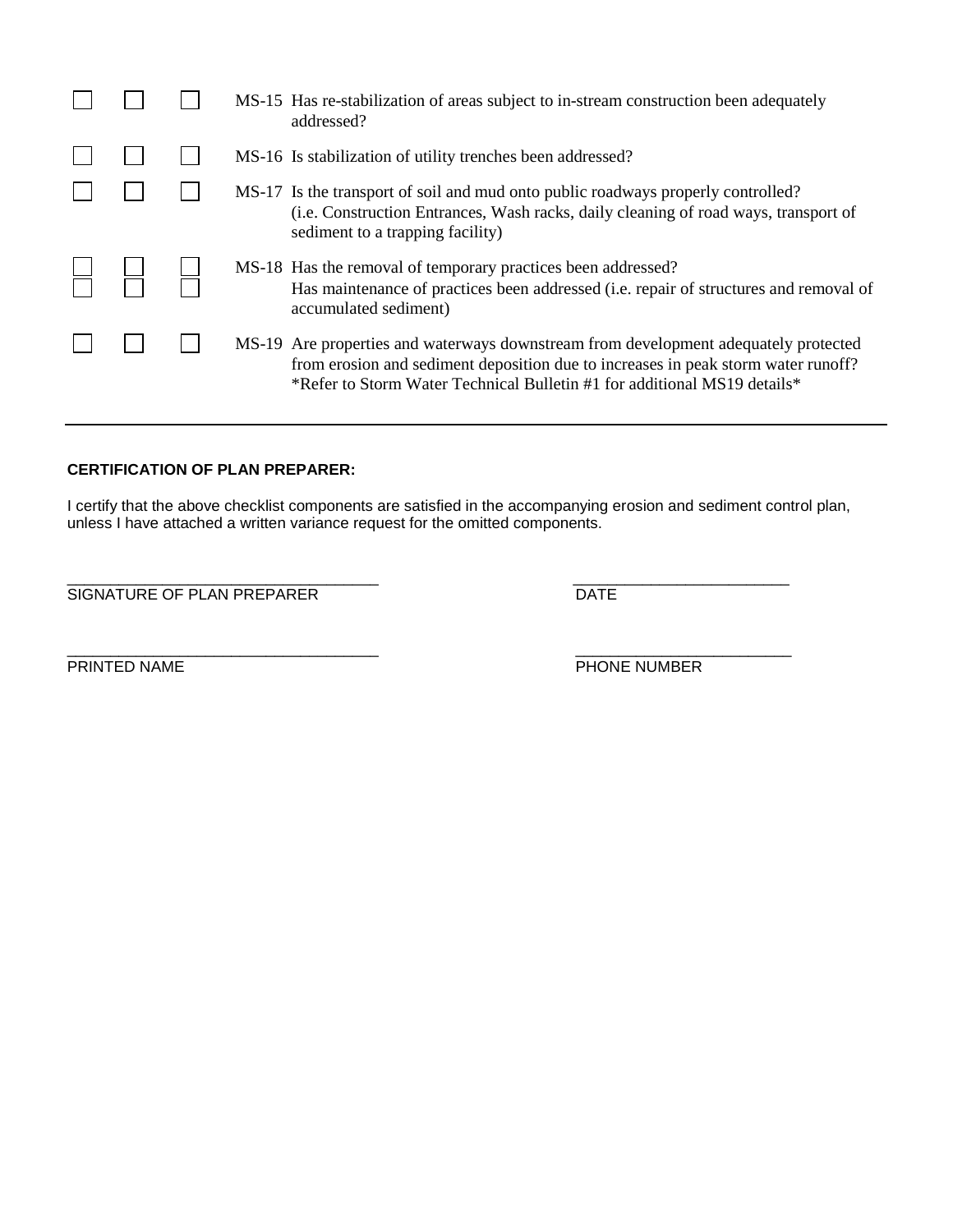| | | | |
|---|---|---|---|
| ☐ | ☐ | ☐ | MS-15 Has re-stabilization of areas subject to in-stream construction been adequately addressed? |
| ☐ | ☐ | ☐ | MS-16 Is stabilization of utility trenches been addressed? |
| ☐ | ☐ | ☐ | MS-17 Is the transport of soil and mud onto public roadways properly controlled? (i.e. Construction Entrances, Wash racks, daily cleaning of road ways, transport of sediment to a trapping facility) |
| ☐<br>☐ | ☐<br>☐ | ☐<br>☐ | MS-18 Has the removal of temporary practices been addressed?<br>Has maintenance of practices been addressed (i.e. repair of structures and removal of accumulated sediment) |
| ☐ | ☐ | ☐ | MS-19 Are properties and waterways downstream from development adequately protected from erosion and sediment deposition due to increases in peak storm water runoff? *Refer to Storm Water Technical Bulletin #1 for additional MS19 details* |

---

**CERTIFICATION OF PLAN PREPARER:**

I certify that the above checklist components are satisfied in the accompanying erosion and sediment control plan, unless I have attached a written variance request for the omitted components.

____________________________________ SIGNATURE OF PLAN PREPARER

_________________________ DATE

____________________________________ PRINTED NAME

_________________________ PHONE NUMBER